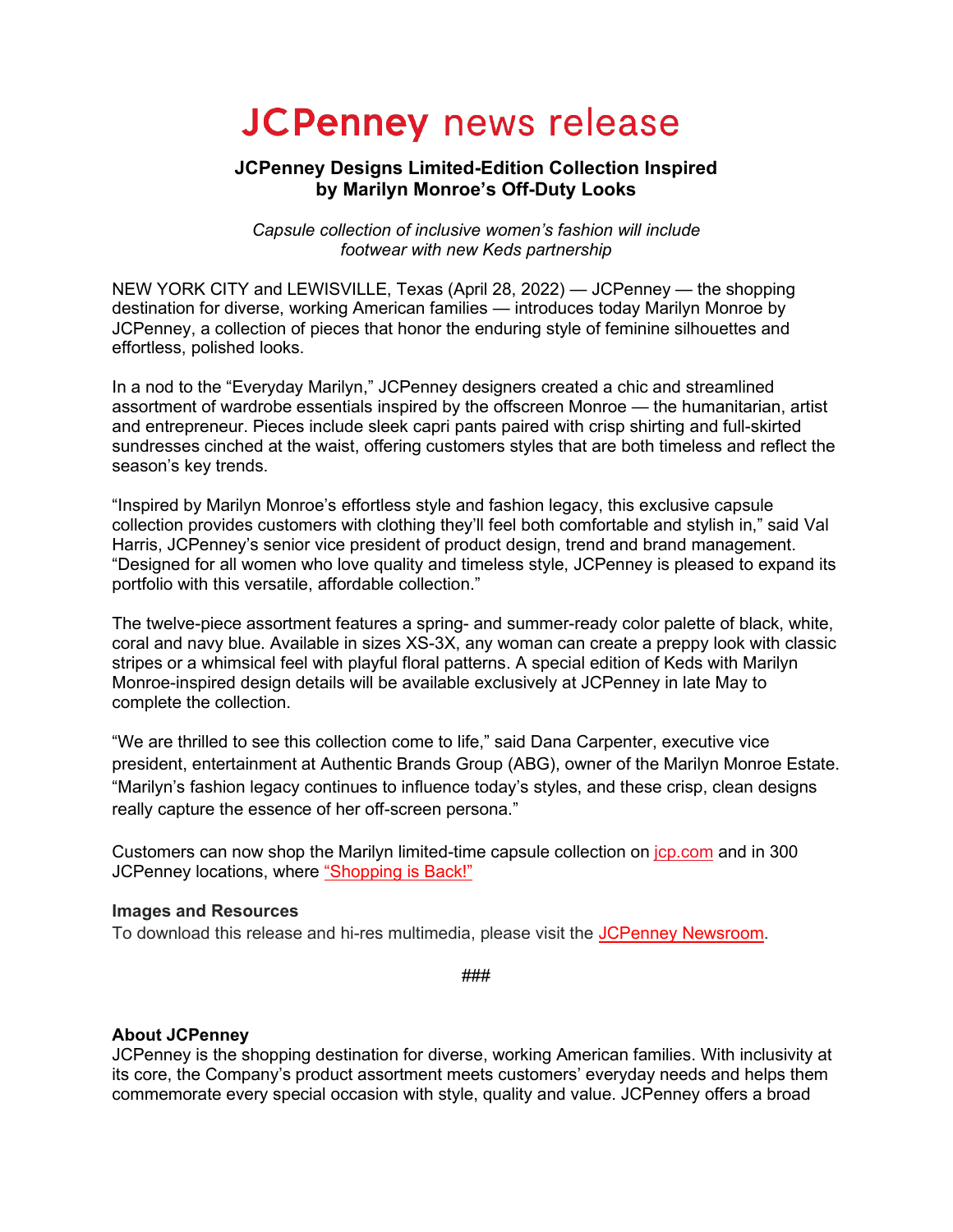# JCPenney news release

## JCPenney Designs Limited-Edition Collection Inspired by Marilyn Monroe's Off-Duty Looks

*Capsule collection of inclusive women's fashion will include footwear with new Keds partnership*

NEW YORK CITY and LEWISVILLE, Texas (April 28, 2022) — JCPenney — the shopping destination for diverse, working American families — introduces today Marilyn Monroe by JCPenney, a collection of pieces that honor the enduring style of feminine silhouettes and effortless, polished looks.

In a nod to the "Everyday Marilyn," JCPenney designers created a chic and streamlined assortment of wardrobe essentials inspired by the offscreen Monroe — the humanitarian, artist and entrepreneur. Pieces include sleek capri pants paired with crisp shirting and full-skirted sundresses cinched at the waist, offering customers styles that are both timeless and reflect the season's key trends.

"Inspired by Marilyn Monroe's effortless style and fashion legacy, this exclusive capsule collection provides customers with clothing they'll feel both comfortable and stylish in," said Val Harris, JCPenney's senior vice president of product design, trend and brand management. "Designed for all women who love quality and timeless style, JCPenney is pleased to expand its portfolio with this versatile, affordable collection."

The twelve-piece assortment features a spring- and summer-ready color palette of black, white, coral and navy blue. Available in sizes XS-3X, any woman can create a preppy look with classic stripes or a whimsical feel with playful floral patterns. A special edition of Keds with Marilyn Monroe-inspired design details will be available exclusively at JCPenney in late May to complete the collection.

"We are thrilled to see this collection come to life," said Dana Carpenter, executive vice president, entertainment at Authentic Brands Group (ABG), owner of the Marilyn Monroe Estate. "Marilyn's fashion legacy continues to influence today's styles, and these crisp, clean designs really capture the essence of her off-screen persona."

Customers can now shop the Marilyn limited-time capsule collection on jcp.com and in 300 JCPenney locations, where "Shopping is Back!"

**Images and Resources**

To download this release and hi-res multimedia, please visit the JCPenney Newsroom.

###

**About JCPenney**

JCPenney is the shopping destination for diverse, working American families. With inclusivity at its core, the Company's product assortment meets customers' everyday needs and helps them commemorate every special occasion with style, quality and value. JCPenney offers a broad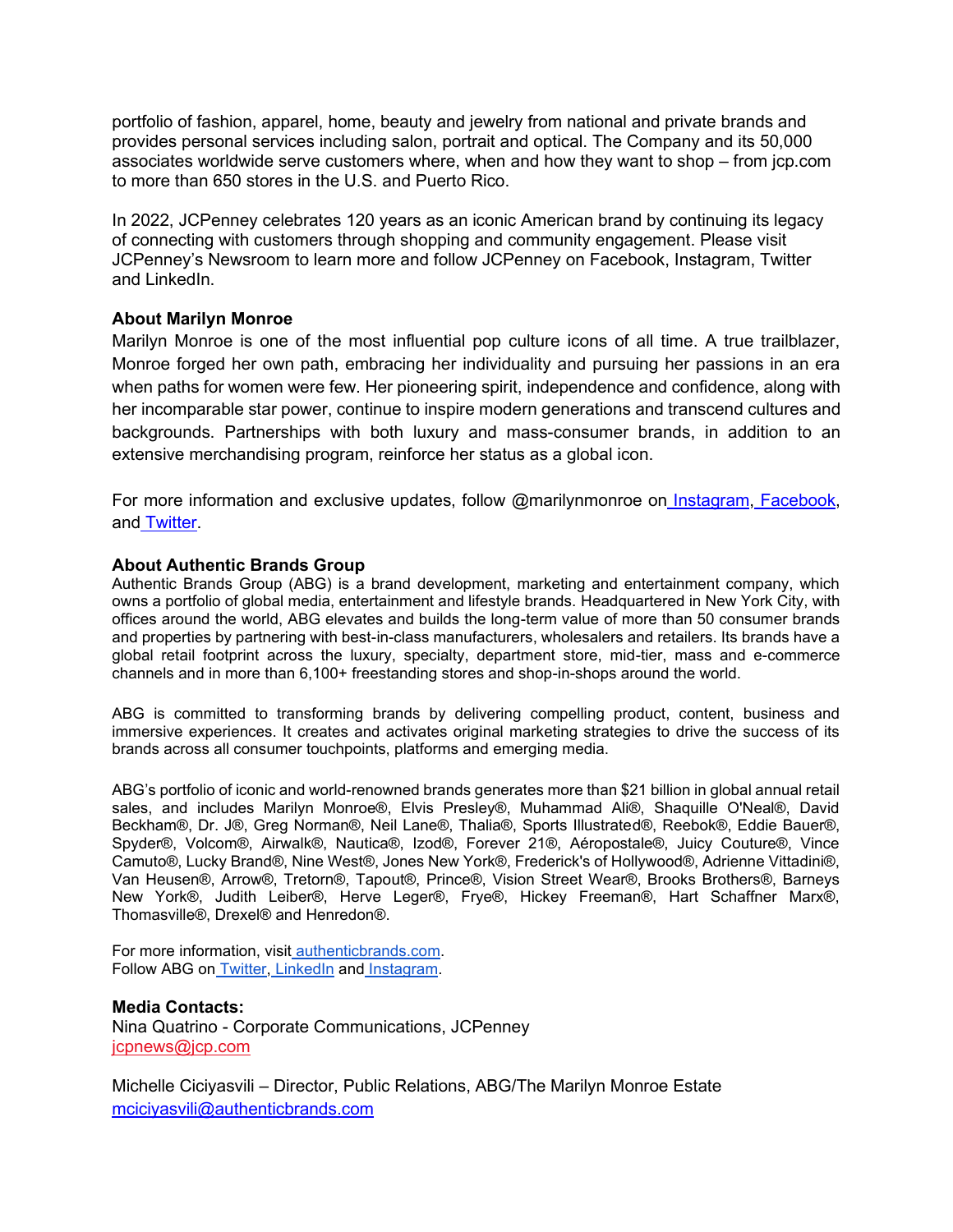portfolio of fashion, apparel, home, beauty and jewelry from national and private brands and provides personal services including salon, portrait and optical. The Company and its 50,000 associates worldwide serve customers where, when and how they want to shop – from jcp.com to more than 650 stores in the U.S. and Puerto Rico.

In 2022, JCPenney celebrates 120 years as an iconic American brand by continuing its legacy of connecting with customers through shopping and community engagement. Please visit JCPenney's Newsroom to learn more and follow JCPenney on Facebook, Instagram, Twitter and LinkedIn.

**About Marilyn Monroe**

Marilyn Monroe is one of the most influential pop culture icons of all time. A true trailblazer, Monroe forged her own path, embracing her individuality and pursuing her passions in an era when paths for women were few. Her pioneering spirit, independence and confidence, along with her incomparable star power, continue to inspire modern generations and transcend cultures and backgrounds. Partnerships with both luxury and mass-consumer brands, in addition to an extensive merchandising program, reinforce her status as a global icon.

For more information and exclusive updates, follow @marilynmonroe on Instagram, Facebook, and Twitter.

**About Authentic Brands Group**

Authentic Brands Group (ABG) is a brand development, marketing and entertainment company, which owns a portfolio of global media, entertainment and lifestyle brands. Headquartered in New York City, with offices around the world, ABG elevates and builds the long-term value of more than 50 consumer brands and properties by partnering with best-in-class manufacturers, wholesalers and retailers. Its brands have a global retail footprint across the luxury, specialty, department store, mid-tier, mass and e-commerce channels and in more than 6,100+ freestanding stores and shop-in-shops around the world.

ABG is committed to transforming brands by delivering compelling product, content, business and immersive experiences. It creates and activates original marketing strategies to drive the success of its brands across all consumer touchpoints, platforms and emerging media.

ABG's portfolio of iconic and world-renowned brands generates more than $21 billion in global annual retail sales, and includes Marilyn Monroe®, Elvis Presley®, Muhammad Ali®, Shaquille O'Neal®, David Beckham®, Dr. J®, Greg Norman®, Neil Lane®, Thalia®, Sports Illustrated®, Reebok®, Eddie Bauer®, Spyder®, Volcom®, Airwalk®, Nautica®, Izod®, Forever 21®, Aéropostale®, Juicy Couture®, Vince Camuto®, Lucky Brand®, Nine West®, Jones New York®, Frederick's of Hollywood®, Adrienne Vittadini®, Van Heusen®, Arrow®, Tretorn®, Tapout®, Prince®, Vision Street Wear®, Brooks Brothers®, Barneys New York®, Judith Leiber®, Herve Leger®, Frye®, Hickey Freeman®, Hart Schaffner Marx®, Thomasville®, Drexel® and Henredon®.

For more information, visit authenticbrands.com.
Follow ABG on Twitter, LinkedIn and Instagram.

**Media Contacts:**

Nina Quatrino - Corporate Communications, JCPenney
jcpnews@jcp.com

Michelle Ciciyasvili – Director, Public Relations, ABG/The Marilyn Monroe Estate
mciciyasvili@authenticbrands.com